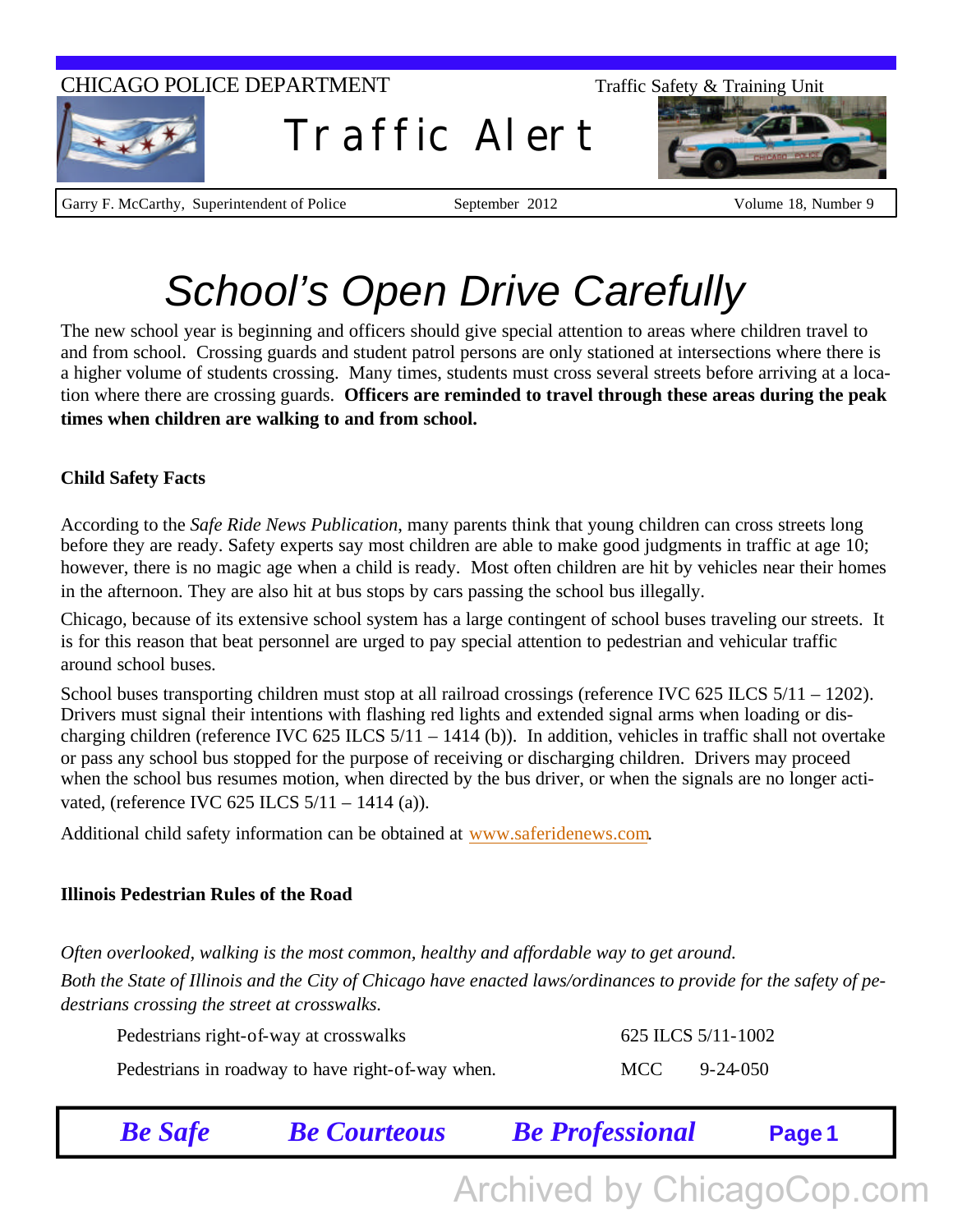CHICAGO POLICE DEPARTMENT

Traffic Safety & Training Unit

# Traffic Alert

Garry F. McCarthy, Superintendent of Police | September 2012 | Volume 18, Number 9

## *School's Open Drive Carefully*

The new school year is beginning and officers should give special attention to areas where children travel to and from school. Crossing guards and student patrol persons are only stationed at intersections where there is a higher volume of students crossing. Many times, students must cross several streets before arriving at a location where there are crossing guards. **Officers are reminded to travel through these areas during the peak times when children are walking to and from school.**

### Child Safety Facts

According to the *Safe Ride News Publication*, many parents think that young children can cross streets long before they are ready. Safety experts say most children are able to make good judgments in traffic at age 10; however, there is no magic age when a child is ready. Most often children are hit by vehicles near their homes in the afternoon. They are also hit at bus stops by cars passing the school bus illegally.

Chicago, because of its extensive school system has a large contingent of school buses traveling our streets. It is for this reason that beat personnel are urged to pay special attention to pedestrian and vehicular traffic around school buses.

School buses transporting children must stop at all railroad crossings (reference IVC 625 ILCS 5/11 – 1202). Drivers must signal their intentions with flashing red lights and extended signal arms when loading or discharging children (reference IVC 625 ILCS 5/11 – 1414 (b)). In addition, vehicles in traffic shall not overtake or pass any school bus stopped for the purpose of receiving or discharging children. Drivers may proceed when the school bus resumes motion, when directed by the bus driver, or when the signals are no longer activated, (reference IVC 625 ILCS 5/11 – 1414 (a)).

Additional child safety information can be obtained at www.saferidenews.com.

### Illinois Pedestrian Rules of the Road

*Often overlooked, walking is the most common, healthy and affordable way to get around.*

*Both the State of Illinois and the City of Chicago have enacted laws/ordinances to provide for the safety of pedestrians crossing the street at crosswalks.*

| | |
|---|---|
| Pedestrians right-of-way at crosswalks | 625 ILCS 5/11-1002 |
| Pedestrians in roadway to have right-of-way when. | MCC 9-24-050 |

***Be Safe*** ***Be Courteous*** ***Be Professional***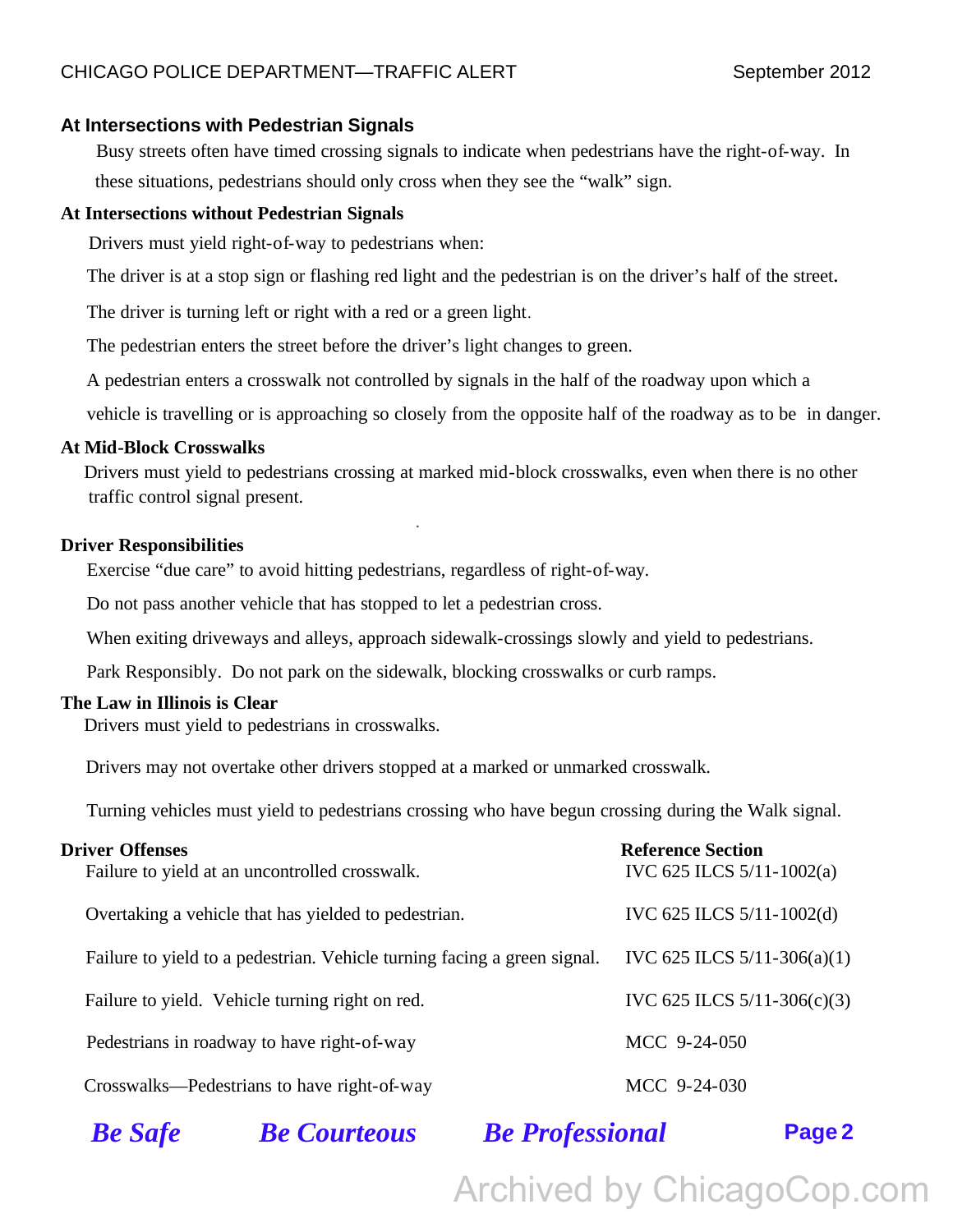### At Intersections with Pedestrian Signals

Busy streets often have timed crossing signals to indicate when pedestrians have the right-of-way. In these situations, pedestrians should only cross when they see the "walk" sign.

### At Intersections without Pedestrian Signals

Drivers must yield right-of-way to pedestrians when:

The driver is at a stop sign or flashing red light and the pedestrian is on the driver's half of the street.

The driver is turning left or right with a red or a green light.

The pedestrian enters the street before the driver's light changes to green.

A pedestrian enters a crosswalk not controlled by signals in the half of the roadway upon which a vehicle is travelling or is approaching so closely from the opposite half of the roadway as to be in danger.

### At Mid-Block Crosswalks

Drivers must yield to pedestrians crossing at marked mid-block crosswalks, even when there is no other traffic control signal present.

### Driver Responsibilities

Exercise "due care" to avoid hitting pedestrians, regardless of right-of-way.

Do not pass another vehicle that has stopped to let a pedestrian cross.

When exiting driveways and alleys, approach sidewalk-crossings slowly and yield to pedestrians.

Park Responsibly. Do not park on the sidewalk, blocking crosswalks or curb ramps.

### The Law in Illinois is Clear

Drivers must yield to pedestrians in crosswalks.

Drivers may not overtake other drivers stopped at a marked or unmarked crosswalk.

Turning vehicles must yield to pedestrians crossing who have begun crossing during the Walk signal.

| Driver Offenses | Reference Section |
|---|---|
| Failure to yield at an uncontrolled crosswalk. | IVC 625 ILCS 5/11-1002(a) |
| Overtaking a vehicle that has yielded to pedestrian. | IVC 625 ILCS 5/11-1002(d) |
| Failure to yield to a pedestrian. Vehicle turning facing a green signal. | IVC 625 ILCS 5/11-306(a)(1) |
| Failure to yield. Vehicle turning right on red. | IVC 625 ILCS 5/11-306(c)(3) |
| Pedestrians in roadway to have right-of-way | MCC 9-24-050 |
| Crosswalks—Pedestrians to have right-of-way | MCC 9-24-030 |

***Be Safe*** ***Be Courteous*** ***Be Professional***